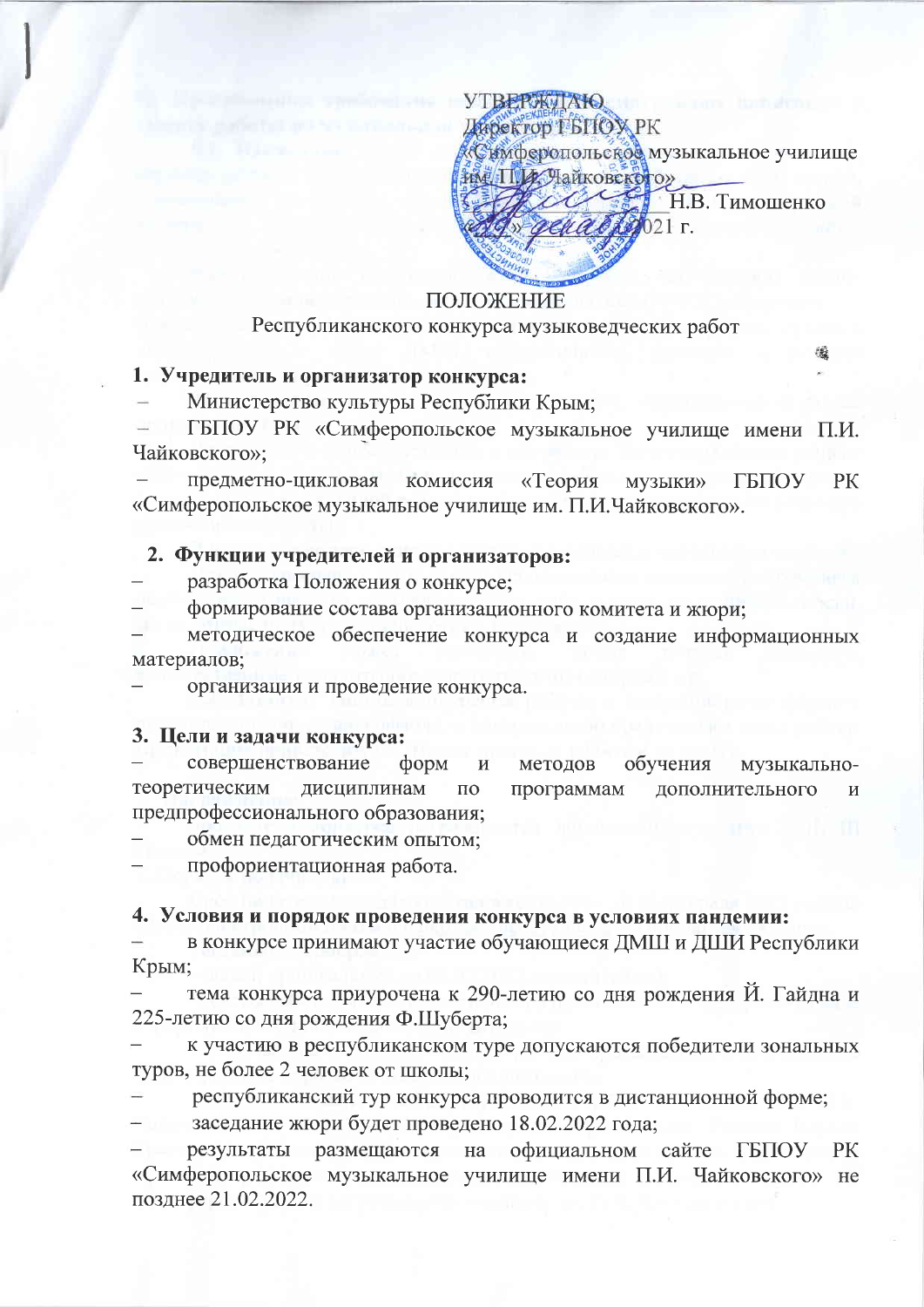УТВЕРЖДАЮ
Директор ГБПОУ РК
«Симферопольское музыкальное училище им. П.И. Чайковского»
_____________ Н.В. Тимошенко
«__» декабря 2021 г.

# ПОЛОЖЕНИЕ
## Республиканского конкурса музыковедческих работ

**1. Учредитель и организатор конкурса:**

- Министерство культуры Республики Крым;
- ГБПОУ РК «Симферопольское музыкальное училище имени П.И. Чайковского»;
- предметно-цикловая комиссия «Теория музыки» ГБПОУ РК «Симферопольское музыкальное училище им. П.И.Чайковского».

**2. Функции учредителей и организаторов:**

- разработка Положения о конкурсе;
- формирование состава организационного комитета и жюри;
- методическое обеспечение конкурса и создание информационных материалов;
- организация и проведение конкурса.

**3. Цели и задачи конкурса:**

- совершенствование форм и методов обучения музыкально-теоретическим дисциплинам по программам дополнительного и предпрофессионального образования;
- обмен педагогическим опытом;
- профориентационная работа.

**4. Условия и порядок проведения конкурса в условиях пандемии:**

- в конкурсе принимают участие обучающиеся ДМШ и ДШИ Республики Крым;
- тема конкурса приурочена к 290-летию со дня рождения Й. Гайдна и 225-летию со дня рождения Ф.Шуберта;
- к участию в республиканском туре допускаются победители зональных туров, не более 2 человек от школы;
- республиканский тур конкурса проводится в дистанционной форме;
- заседание жюри будет проведено 18.02.2022 года;
- результаты размещаются на официальном сайте ГБПОУ РК «Симферопольское музыкальное училище имени П.И. Чайковского» не позднее 21.02.2022.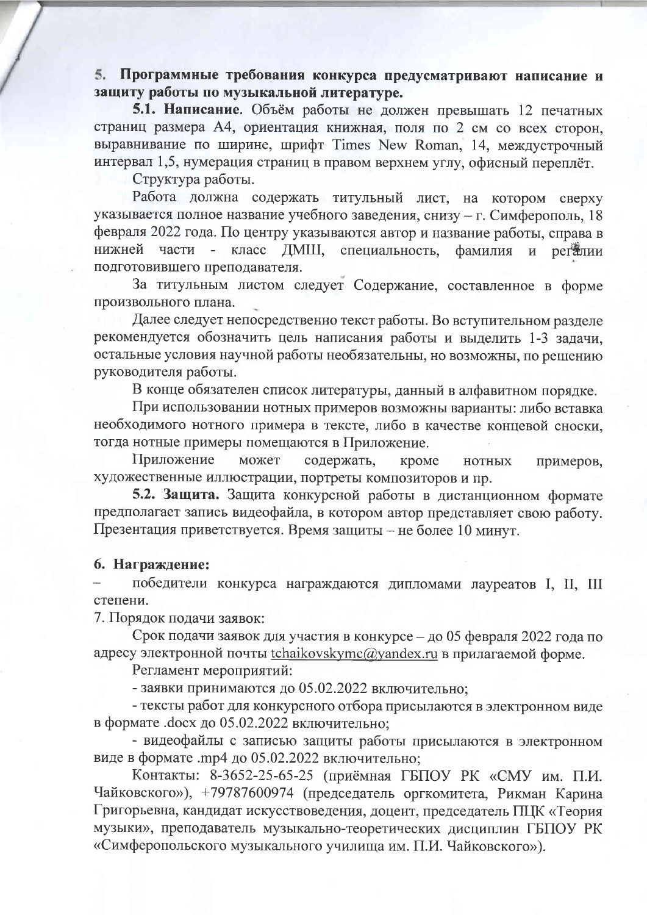**5. Программные требования конкурса предусматривают написание и защиту работы по музыкальной литературе.**

**5.1. Написание**. Объём работы не должен превышать 12 печатных страниц размера А4, ориентация книжная, поля по 2 см со всех сторон, выравнивание по ширине, шрифт Times New Roman, 14, междустрочный интервал 1,5, нумерация страниц в правом верхнем углу, офисный переплёт.

Структура работы.

Работа должна содержать титульный лист, на котором сверху указывается полное название учебного заведения, снизу – г. Симферополь, 18 февраля 2022 года. По центру указываются автор и название работы, справа в нижней части - класс ДМШ, специальность, фамилия и регалии подготовившего преподавателя.

За титульным листом следует Содержание, составленное в форме произвольного плана.

Далее следует непосредственно текст работы. Во вступительном разделе рекомендуется обозначить цель написания работы и выделить 1-3 задачи, остальные условия научной работы необязательны, но возможны, по решению руководителя работы.

В конце обязателен список литературы, данный в алфавитном порядке.

При использовании нотных примеров возможны варианты: либо вставка необходимого нотного примера в тексте, либо в качестве концевой сноски, тогда нотные примеры помещаются в Приложение.

Приложение может содержать, кроме нотных примеров, художественные иллюстрации, портреты композиторов и пр.

**5.2. Защита.** Защита конкурсной работы в дистанционном формате предполагает запись видеофайла, в котором автор представляет свою работу. Презентация приветствуется. Время защиты – не более 10 минут.

**6. Награждение:**

– победители конкурса награждаются дипломами лауреатов I, II, III степени.

7. Порядок подачи заявок:

Срок подачи заявок для участия в конкурсе – до 05 февраля 2022 года по адресу электронной почты tchaikovskymc@yandex.ru в прилагаемой форме.

Регламент мероприятий:

- заявки принимаются до 05.02.2022 включительно;

- тексты работ для конкурсного отбора присылаются в электронном виде в формате .docx до 05.02.2022 включительно;

- видеофайлы с записью защиты работы присылаются в электронном виде в формате .mp4 до 05.02.2022 включительно;

Контакты: 8-3652-25-65-25 (приёмная ГБПОУ РК «СМУ им. П.И. Чайковского»), +79787600974 (председатель оргкомитета, Рикман Карина Григорьевна, кандидат искусствоведения, доцент, председатель ПЦК «Теория музыки», преподаватель музыкально-теоретических дисциплин ГБПОУ РК «Симферопольского музыкального училища им. П.И. Чайковского»).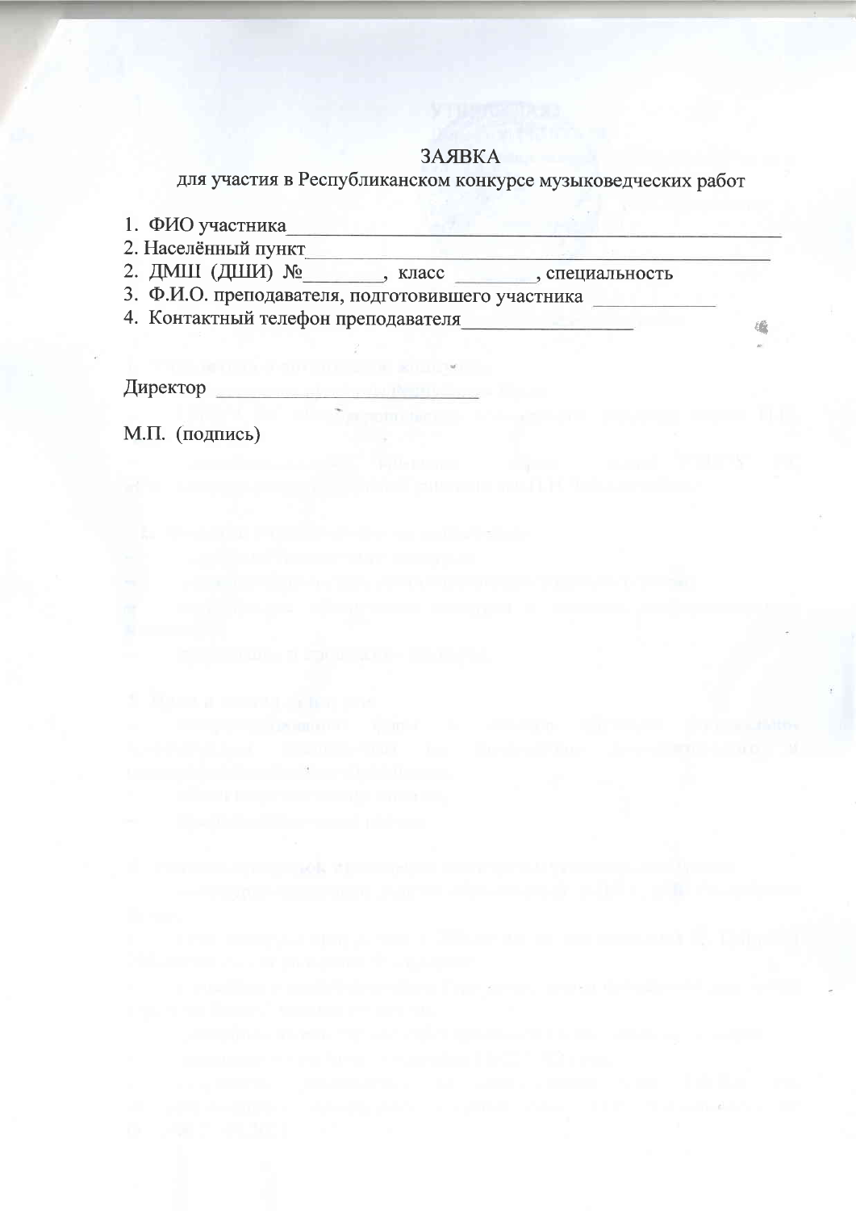ЗАЯВКА

для участия в Республиканском конкурсе музыковедческих работ

1. ФИО участника_______________________________________________
2. Населённый пункт_____________________________________________
2. ДМШ (ДШИ) №________, класс ________, специальность
3. Ф.И.О. преподавателя, подготовившего участника ____________
4. Контактный телефон преподавателя_________________

Директор ____________________

М.П. (подпись)